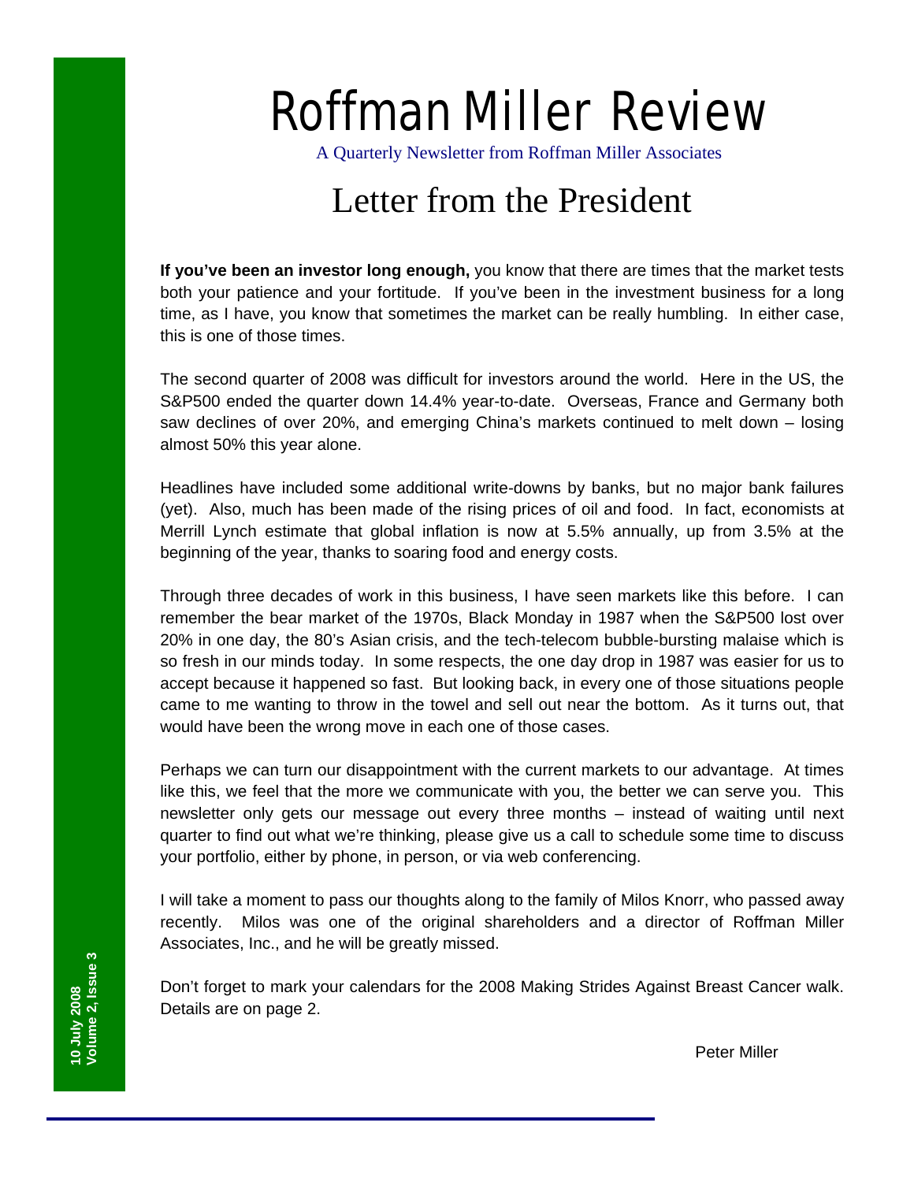# Roffman Miller Review

A Quarterly Newsletter from Roffman Miller Associates

## Letter from the President

**If you've been an investor long enough,** you know that there are times that the market tests both your patience and your fortitude. If you've been in the investment business for a long time, as I have, you know that sometimes the market can be really humbling. In either case, this is one of those times.

The second quarter of 2008 was difficult for investors around the world. Here in the US, the S&P500 ended the quarter down 14.4% year-to-date. Overseas, France and Germany both saw declines of over 20%, and emerging China's markets continued to melt down – losing almost 50% this year alone.

Headlines have included some additional write-downs by banks, but no major bank failures (yet). Also, much has been made of the rising prices of oil and food. In fact, economists at Merrill Lynch estimate that global inflation is now at 5.5% annually, up from 3.5% at the beginning of the year, thanks to soaring food and energy costs.

Through three decades of work in this business, I have seen markets like this before. I can remember the bear market of the 1970s, Black Monday in 1987 when the S&P500 lost over 20% in one day, the 80's Asian crisis, and the tech-telecom bubble-bursting malaise which is so fresh in our minds today. In some respects, the one day drop in 1987 was easier for us to accept because it happened so fast. But looking back, in every one of those situations people came to me wanting to throw in the towel and sell out near the bottom. As it turns out, that would have been the wrong move in each one of those cases.

Perhaps we can turn our disappointment with the current markets to our advantage. At times like this, we feel that the more we communicate with you, the better we can serve you. This newsletter only gets our message out every three months – instead of waiting until next quarter to find out what we're thinking, please give us a call to schedule some time to discuss your portfolio, either by phone, in person, or via web conferencing.

I will take a moment to pass our thoughts along to the family of Milos Knorr, who passed away recently. Milos was one of the original shareholders and a director of Roffman Miller Associates, Inc., and he will be greatly missed.

Don't forget to mark your calendars for the 2008 Making Strides Against Breast Cancer walk. Details are on page 2.

Peter Miller

**10 July 2008**
**Volume 2, Issue 3**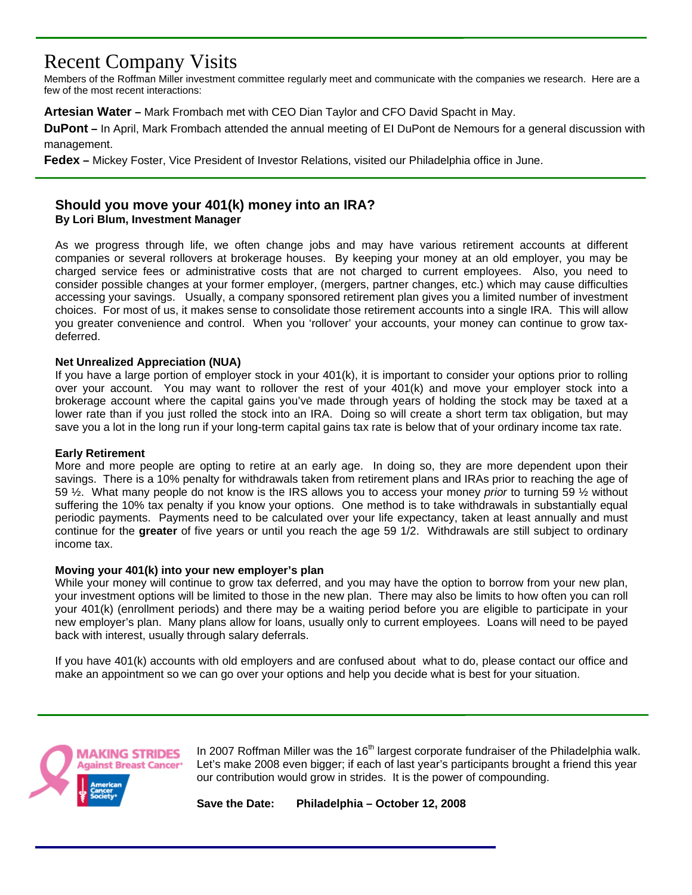# Recent Company Visits

Members of the Roffman Miller investment committee regularly meet and communicate with the companies we research. Here are a few of the most recent interactions:

**Artesian Water –** Mark Frombach met with CEO Dian Taylor and CFO David Spacht in May.

**DuPont –** In April, Mark Frombach attended the annual meeting of EI DuPont de Nemours for a general discussion with management.

**Fedex –** Mickey Foster, Vice President of Investor Relations, visited our Philadelphia office in June.

## Should you move your 401(k) money into an IRA?

**By Lori Blum, Investment Manager**

As we progress through life, we often change jobs and may have various retirement accounts at different companies or several rollovers at brokerage houses. By keeping your money at an old employer, you may be charged service fees or administrative costs that are not charged to current employees. Also, you need to consider possible changes at your former employer, (mergers, partner changes, etc.) which may cause difficulties accessing your savings. Usually, a company sponsored retirement plan gives you a limited number of investment choices. For most of us, it makes sense to consolidate those retirement accounts into a single IRA. This will allow you greater convenience and control. When you 'rollover' your accounts, your money can continue to grow tax-deferred.

**Net Unrealized Appreciation (NUA)**

If you have a large portion of employer stock in your 401(k), it is important to consider your options prior to rolling over your account. You may want to rollover the rest of your 401(k) and move your employer stock into a brokerage account where the capital gains you've made through years of holding the stock may be taxed at a lower rate than if you just rolled the stock into an IRA. Doing so will create a short term tax obligation, but may save you a lot in the long run if your long-term capital gains tax rate is below that of your ordinary income tax rate.

**Early Retirement**

More and more people are opting to retire at an early age. In doing so, they are more dependent upon their savings. There is a 10% penalty for withdrawals taken from retirement plans and IRAs prior to reaching the age of 59 ½. What many people do not know is the IRS allows you to access your money *prior* to turning 59 ½ without suffering the 10% tax penalty if you know your options. One method is to take withdrawals in substantially equal periodic payments. Payments need to be calculated over your life expectancy, taken at least annually and must continue for the **greater** of five years or until you reach the age 59 1/2. Withdrawals are still subject to ordinary income tax.

**Moving your 401(k) into your new employer's plan**

While your money will continue to grow tax deferred, and you may have the option to borrow from your new plan, your investment options will be limited to those in the new plan. There may also be limits to how often you can roll your 401(k) (enrollment periods) and there may be a waiting period before you are eligible to participate in your new employer's plan. Many plans allow for loans, usually only to current employees. Loans will need to be payed back with interest, usually through salary deferrals.

If you have 401(k) accounts with old employers and are confused about what to do, please contact our office and make an appointment so we can go over your options and help you decide what is best for your situation.

MAKING STRIDES Against Breast Cancer – American Cancer Society

In 2007 Roffman Miller was the 16th largest corporate fundraiser of the Philadelphia walk. Let's make 2008 even bigger; if each of last year's participants brought a friend this year our contribution would grow in strides. It is the power of compounding.

**Save the Date: Philadelphia – October 12, 2008**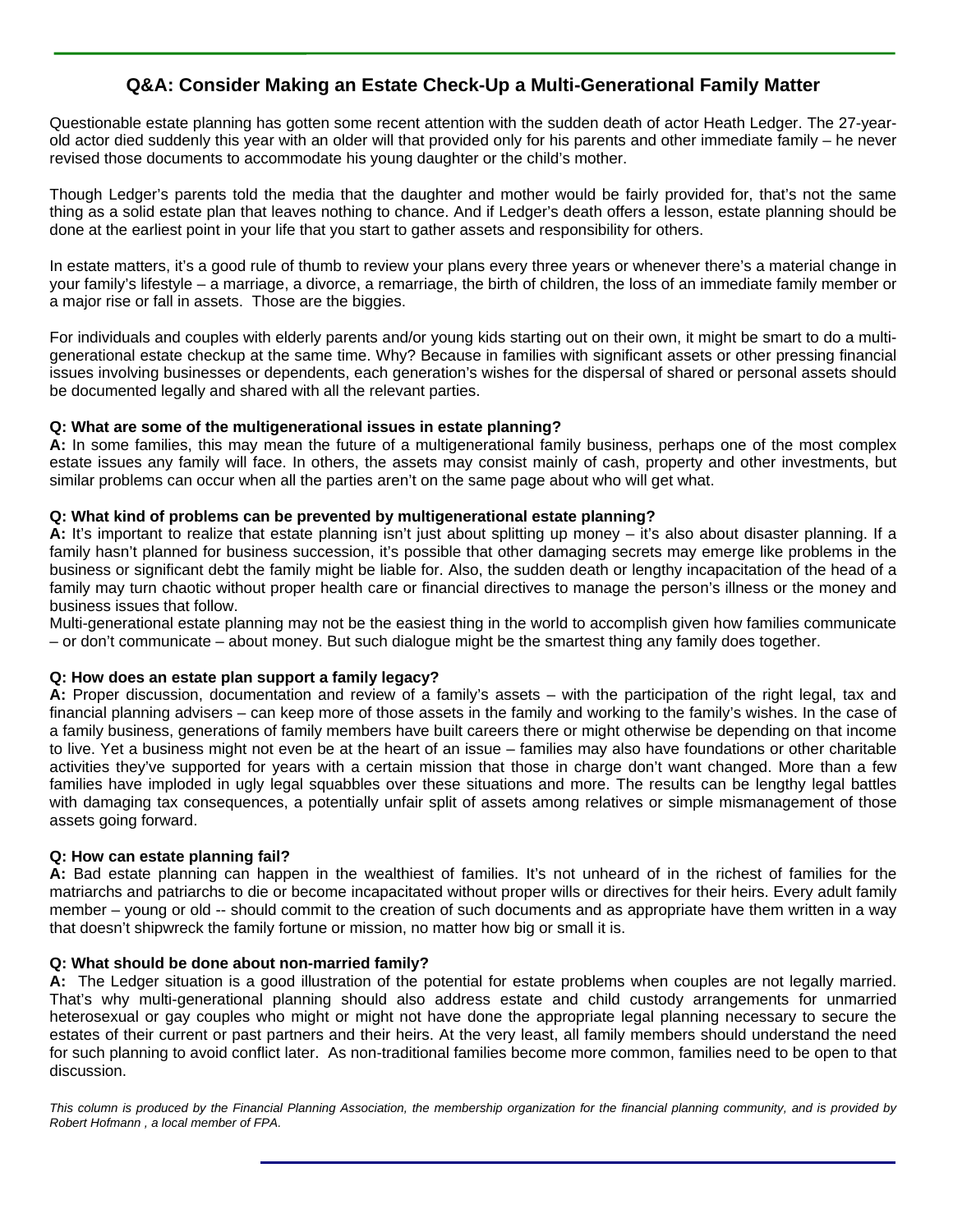## Q&A: Consider Making an Estate Check-Up a Multi-Generational Family Matter

Questionable estate planning has gotten some recent attention with the sudden death of actor Heath Ledger. The 27-year-old actor died suddenly this year with an older will that provided only for his parents and other immediate family – he never revised those documents to accommodate his young daughter or the child's mother.

Though Ledger's parents told the media that the daughter and mother would be fairly provided for, that's not the same thing as a solid estate plan that leaves nothing to chance. And if Ledger's death offers a lesson, estate planning should be done at the earliest point in your life that you start to gather assets and responsibility for others.

In estate matters, it's a good rule of thumb to review your plans every three years or whenever there's a material change in your family's lifestyle – a marriage, a divorce, a remarriage, the birth of children, the loss of an immediate family member or a major rise or fall in assets. Those are the biggies.

For individuals and couples with elderly parents and/or young kids starting out on their own, it might be smart to do a multi-generational estate checkup at the same time. Why? Because in families with significant assets or other pressing financial issues involving businesses or dependents, each generation's wishes for the dispersal of shared or personal assets should be documented legally and shared with all the relevant parties.

**Q: What are some of the multigenerational issues in estate planning?**
**A:** In some families, this may mean the future of a multigenerational family business, perhaps one of the most complex estate issues any family will face. In others, the assets may consist mainly of cash, property and other investments, but similar problems can occur when all the parties aren't on the same page about who will get what.

**Q: What kind of problems can be prevented by multigenerational estate planning?**
**A:** It's important to realize that estate planning isn't just about splitting up money – it's also about disaster planning. If a family hasn't planned for business succession, it's possible that other damaging secrets may emerge like problems in the business or significant debt the family might be liable for. Also, the sudden death or lengthy incapacitation of the head of a family may turn chaotic without proper health care or financial directives to manage the person's illness or the money and business issues that follow.
Multi-generational estate planning may not be the easiest thing in the world to accomplish given how families communicate – or don't communicate – about money. But such dialogue might be the smartest thing any family does together.

**Q: How does an estate plan support a family legacy?**
**A:** Proper discussion, documentation and review of a family's assets – with the participation of the right legal, tax and financial planning advisers – can keep more of those assets in the family and working to the family's wishes. In the case of a family business, generations of family members have built careers there or might otherwise be depending on that income to live. Yet a business might not even be at the heart of an issue – families may also have foundations or other charitable activities they've supported for years with a certain mission that those in charge don't want changed. More than a few families have imploded in ugly legal squabbles over these situations and more. The results can be lengthy legal battles with damaging tax consequences, a potentially unfair split of assets among relatives or simple mismanagement of those assets going forward.

**Q: How can estate planning fail?**
**A:** Bad estate planning can happen in the wealthiest of families. It's not unheard of in the richest of families for the matriarchs and patriarchs to die or become incapacitated without proper wills or directives for their heirs. Every adult family member – young or old -- should commit to the creation of such documents and as appropriate have them written in a way that doesn't shipwreck the family fortune or mission, no matter how big or small it is.

**Q: What should be done about non-married family?**
**A:** The Ledger situation is a good illustration of the potential for estate problems when couples are not legally married. That's why multi-generational planning should also address estate and child custody arrangements for unmarried heterosexual or gay couples who might or might not have done the appropriate legal planning necessary to secure the estates of their current or past partners and their heirs. At the very least, all family members should understand the need for such planning to avoid conflict later. As non-traditional families become more common, families need to be open to that discussion.

*This column is produced by the Financial Planning Association, the membership organization for the financial planning community, and is provided by Robert Hofmann , a local member of FPA.*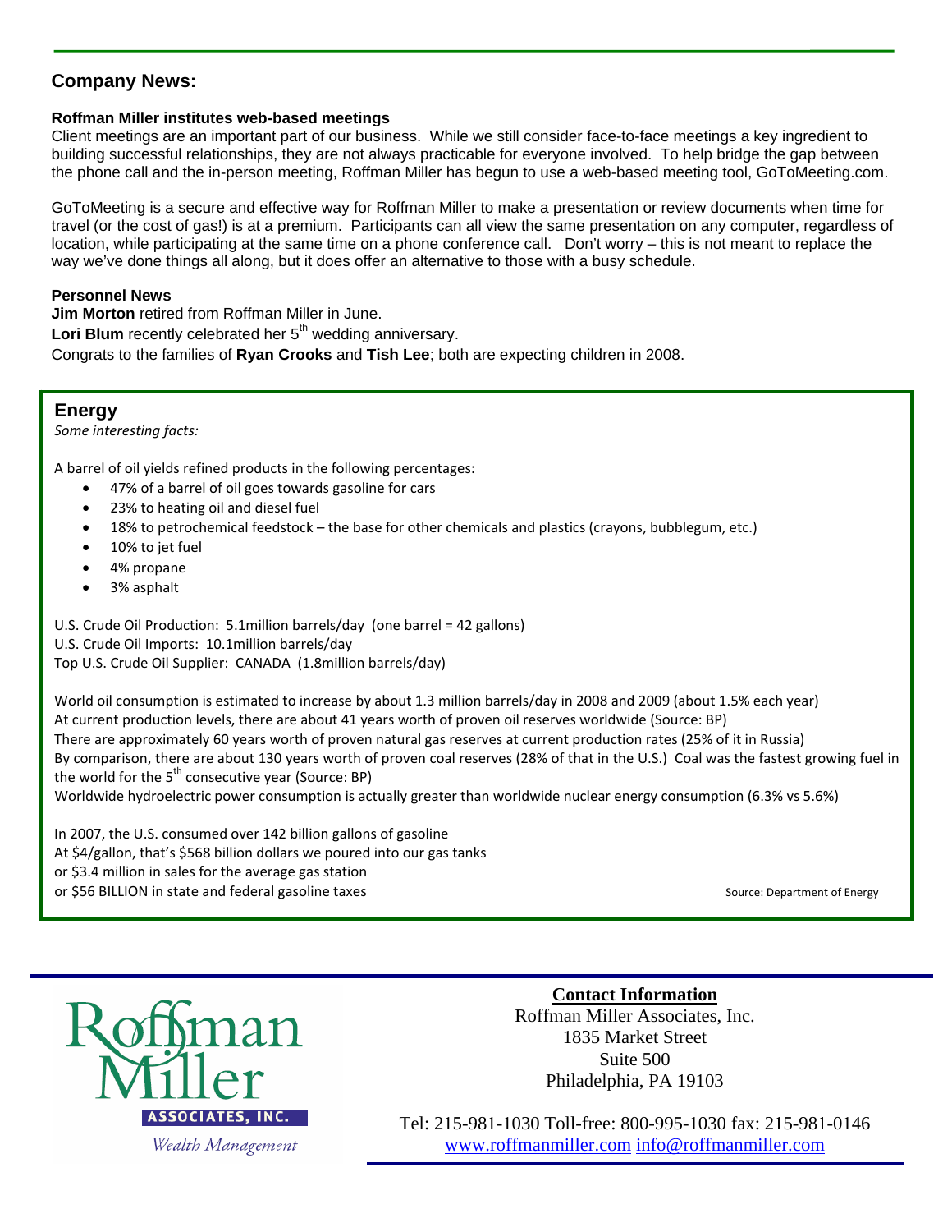## Company News:

**Roffman Miller institutes web-based meetings**

Client meetings are an important part of our business. While we still consider face-to-face meetings a key ingredient to building successful relationships, they are not always practicable for everyone involved. To help bridge the gap between the phone call and the in-person meeting, Roffman Miller has begun to use a web-based meeting tool, GoToMeeting.com.

GoToMeeting is a secure and effective way for Roffman Miller to make a presentation or review documents when time for travel (or the cost of gas!) is at a premium. Participants can all view the same presentation on any computer, regardless of location, while participating at the same time on a phone conference call. Don't worry – this is not meant to replace the way we've done things all along, but it does offer an alternative to those with a busy schedule.

**Personnel News**

**Jim Morton** retired from Roffman Miller in June.

**Lori Blum** recently celebrated her 5th wedding anniversary.

Congrats to the families of **Ryan Crooks** and **Tish Lee**; both are expecting children in 2008.

## Energy

*Some interesting facts:*

A barrel of oil yields refined products in the following percentages:

- 47% of a barrel of oil goes towards gasoline for cars
- 23% to heating oil and diesel fuel
- 18% to petrochemical feedstock – the base for other chemicals and plastics (crayons, bubblegum, etc.)
- 10% to jet fuel
- 4% propane
- 3% asphalt

U.S. Crude Oil Production: 5.1million barrels/day (one barrel = 42 gallons)
U.S. Crude Oil Imports: 10.1million barrels/day
Top U.S. Crude Oil Supplier: CANADA (1.8million barrels/day)

World oil consumption is estimated to increase by about 1.3 million barrels/day in 2008 and 2009 (about 1.5% each year)
At current production levels, there are about 41 years worth of proven oil reserves worldwide (Source: BP)
There are approximately 60 years worth of proven natural gas reserves at current production rates (25% of it in Russia)
By comparison, there are about 130 years worth of proven coal reserves (28% of that in the U.S.) Coal was the fastest growing fuel in the world for the 5th consecutive year (Source: BP)
Worldwide hydroelectric power consumption is actually greater than worldwide nuclear energy consumption (6.3% vs 5.6%)

In 2007, the U.S. consumed over 142 billion gallons of gasoline
At $4/gallon, that's $568 billion dollars we poured into our gas tanks
or $3.4 million in sales for the average gas station
or $56 BILLION in state and federal gasoline taxes

Source: Department of Energy

Roffman Miller ASSOCIATES, INC. Wealth Management

**Contact Information**

Roffman Miller Associates, Inc.
1835 Market Street
Suite 500
Philadelphia, PA 19103

Tel: 215-981-1030 Toll-free: 800-995-1030 fax: 215-981-0146
www.roffmanmiller.com info@roffmanmiller.com